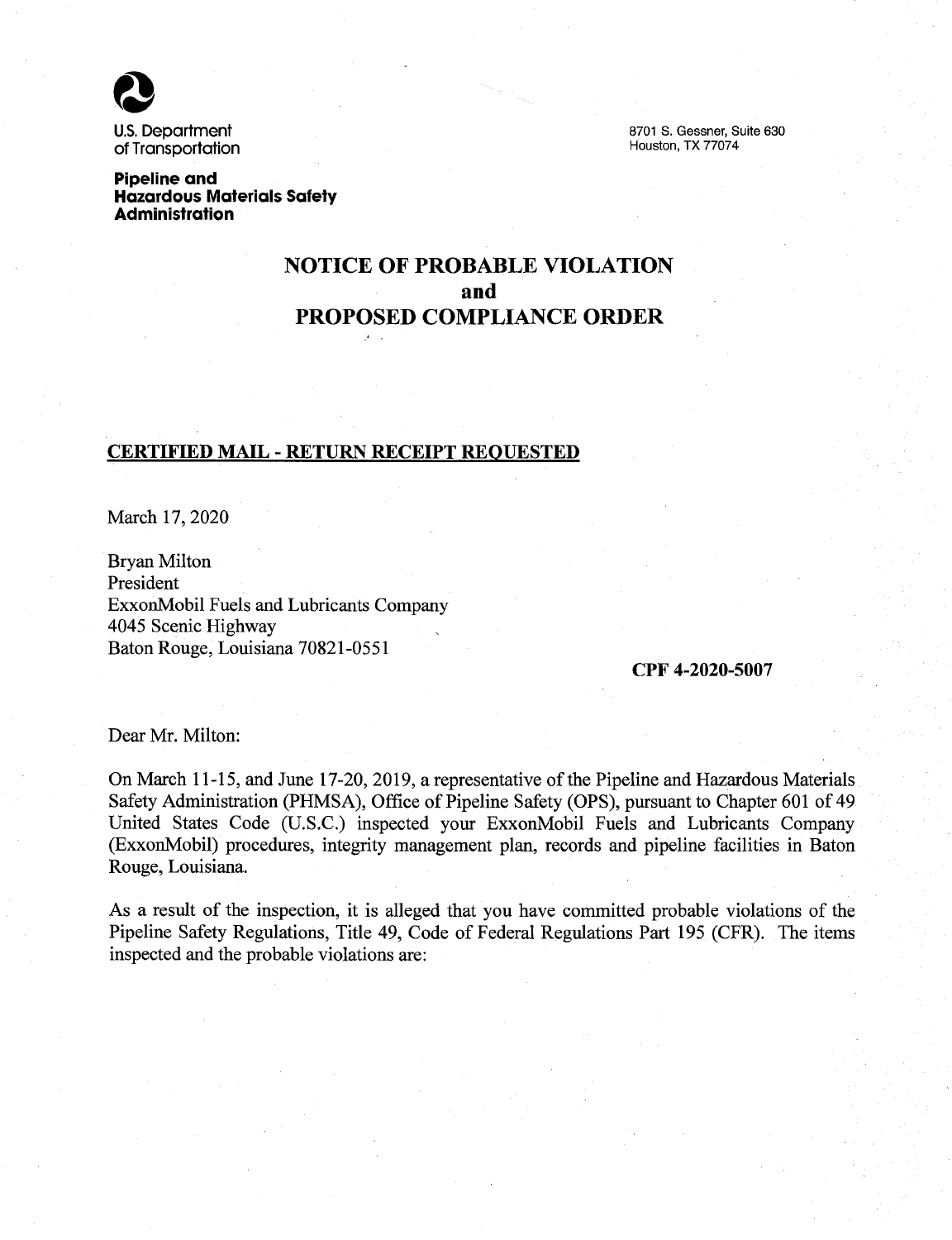U.S. Department of Transportation

**Pipeline and Hazardous Materials Safety Administration**

8701 S. Gessner, Suite 630
Houston, TX 77074

# NOTICE OF PROBABLE VIOLATION and PROPOSED COMPLIANCE ORDER

**CERTIFIED MAIL - RETURN RECEIPT REQUESTED**

March 17, 2020

Bryan Milton
President
ExxonMobil Fuels and Lubricants Company
4045 Scenic Highway
Baton Rouge, Louisiana 70821-0551

**CPF 4-2020-5007**

Dear Mr. Milton:

On March 11-15, and June 17-20, 2019, a representative of the Pipeline and Hazardous Materials Safety Administration (PHMSA), Office of Pipeline Safety (OPS), pursuant to Chapter 601 of 49 United States Code (U.S.C.) inspected your ExxonMobil Fuels and Lubricants Company (ExxonMobil) procedures, integrity management plan, records and pipeline facilities in Baton Rouge, Louisiana.

As a result of the inspection, it is alleged that you have committed probable violations of the Pipeline Safety Regulations, Title 49, Code of Federal Regulations Part 195 (CFR). The items inspected and the probable violations are: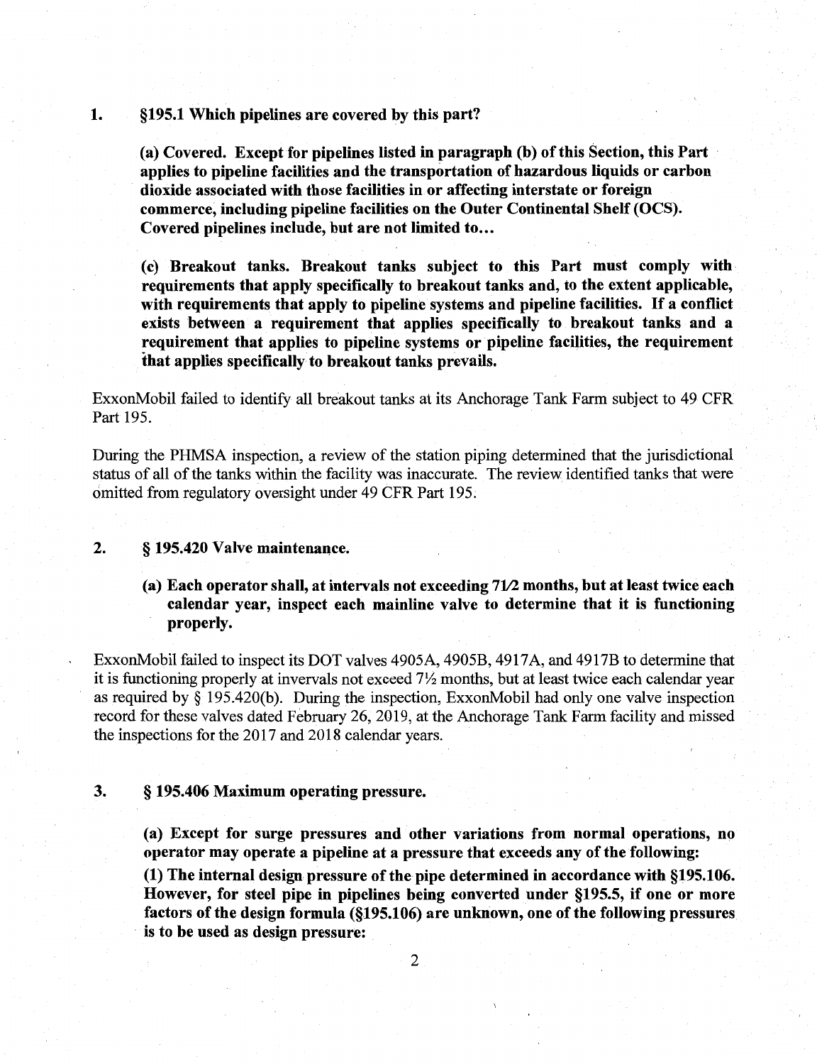1. **§195.1 Which pipelines are covered by this part?**

   **(a) Covered. Except for pipelines listed in paragraph (b) of this Section, this Part applies to pipeline facilities and the transportation of hazardous liquids or carbon dioxide associated with those facilities in or affecting interstate or foreign commerce, including pipeline facilities on the Outer Continental Shelf (OCS). Covered pipelines include, but are not limited to…**

   **(c) Breakout tanks. Breakout tanks subject to this Part must comply with requirements that apply specifically to breakout tanks and, to the extent applicable, with requirements that apply to pipeline systems and pipeline facilities. If a conflict exists between a requirement that applies specifically to breakout tanks and a requirement that applies to pipeline systems or pipeline facilities, the requirement that applies specifically to breakout tanks prevails.**

ExxonMobil failed to identify all breakout tanks at its Anchorage Tank Farm subject to 49 CFR Part 195.

During the PHMSA inspection, a review of the station piping determined that the jurisdictional status of all of the tanks within the facility was inaccurate. The review identified tanks that were omitted from regulatory oversight under 49 CFR Part 195.

2. **§ 195.420 Valve maintenance.**

   **(a) Each operator shall, at intervals not exceeding 7½ months, but at least twice each calendar year, inspect each mainline valve to determine that it is functioning properly.**

ExxonMobil failed to inspect its DOT valves 4905A, 4905B, 4917A, and 4917B to determine that it is functioning properly at invervals not exceed 7½ months, but at least twice each calendar year as required by § 195.420(b). During the inspection, ExxonMobil had only one valve inspection record for these valves dated February 26, 2019, at the Anchorage Tank Farm facility and missed the inspections for the 2017 and 2018 calendar years.

3. **§ 195.406 Maximum operating pressure.**

   **(a) Except for surge pressures and other variations from normal operations, no operator may operate a pipeline at a pressure that exceeds any of the following:**

   **(1) The internal design pressure of the pipe determined in accordance with §195.106. However, for steel pipe in pipelines being converted under §195.5, if one or more factors of the design formula (§195.106) are unknown, one of the following pressures is to be used as design pressure:**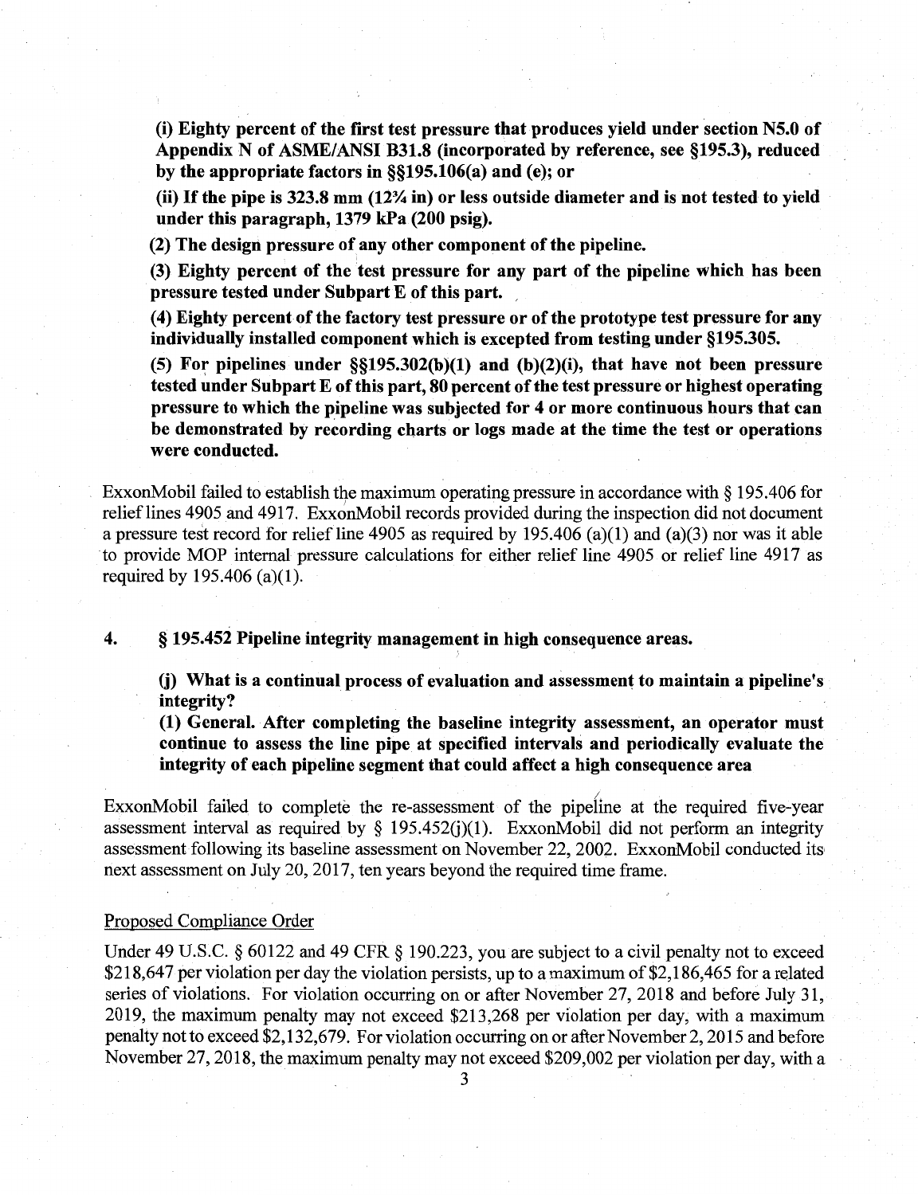**(i) Eighty percent of the first test pressure that produces yield under section N5.0 of Appendix N of ASME/ANSI B31.8 (incorporated by reference, see §195.3), reduced by the appropriate factors in §§195.106(a) and (e); or**

**(ii) If the pipe is 323.8 mm (12¾ in) or less outside diameter and is not tested to yield under this paragraph, 1379 kPa (200 psig).**

**(2) The design pressure of any other component of the pipeline.**

**(3) Eighty percent of the test pressure for any part of the pipeline which has been pressure tested under Subpart E of this part.**

**(4) Eighty percent of the factory test pressure or of the prototype test pressure for any individually installed component which is excepted from testing under §195.305.**

**(5) For pipelines under §§195.302(b)(1) and (b)(2)(i), that have not been pressure tested under Subpart E of this part, 80 percent of the test pressure or highest operating pressure to which the pipeline was subjected for 4 or more continuous hours that can be demonstrated by recording charts or logs made at the time the test or operations were conducted.**

ExxonMobil failed to establish the maximum operating pressure in accordance with § 195.406 for relief lines 4905 and 4917. ExxonMobil records provided during the inspection did not document a pressure test record for relief line 4905 as required by 195.406 (a)(1) and (a)(3) nor was it able to provide MOP internal pressure calculations for either relief line 4905 or relief line 4917 as required by 195.406 (a)(1).

## 4. § 195.452 Pipeline integrity management in high consequence areas.

**(j) What is a continual process of evaluation and assessment to maintain a pipeline's integrity?**

**(1) General. After completing the baseline integrity assessment, an operator must continue to assess the line pipe at specified intervals and periodically evaluate the integrity of each pipeline segment that could affect a high consequence area**

ExxonMobil failed to complete the re-assessment of the pipeline at the required five-year assessment interval as required by § 195.452(j)(1). ExxonMobil did not perform an integrity assessment following its baseline assessment on November 22, 2002. ExxonMobil conducted its next assessment on July 20, 2017, ten years beyond the required time frame.

Proposed Compliance Order

Under 49 U.S.C. § 60122 and 49 CFR § 190.223, you are subject to a civil penalty not to exceed $218,647 per violation per day the violation persists, up to a maximum of $2,186,465 for a related series of violations. For violation occurring on or after November 27, 2018 and before July 31, 2019, the maximum penalty may not exceed $213,268 per violation per day, with a maximum penalty not to exceed $2,132,679. For violation occurring on or after November 2, 2015 and before November 27, 2018, the maximum penalty may not exceed $209,002 per violation per day, with a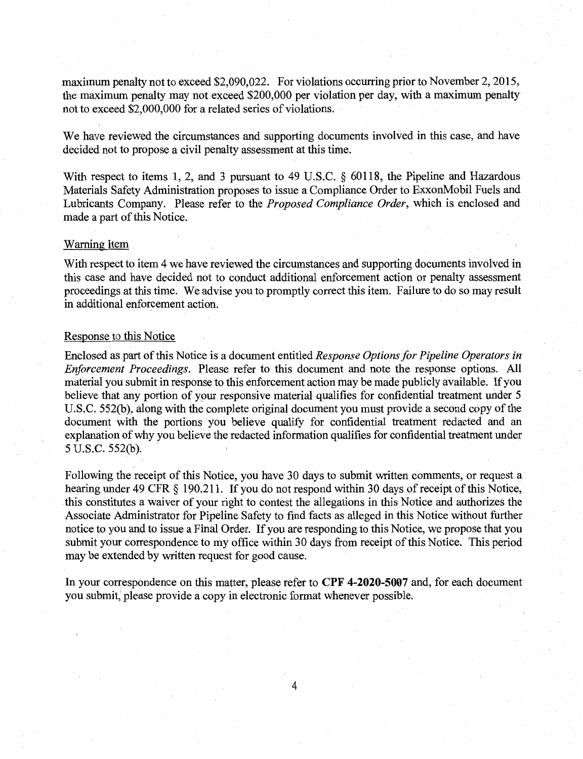maximum penalty not to exceed $2,090,022. For violations occurring prior to November 2, 2015, the maximum penalty may not exceed $200,000 per violation per day, with a maximum penalty not to exceed $2,000,000 for a related series of violations.

We have reviewed the circumstances and supporting documents involved in this case, and have decided not to propose a civil penalty assessment at this time.

With respect to items 1, 2, and 3 pursuant to 49 U.S.C. § 60118, the Pipeline and Hazardous Materials Safety Administration proposes to issue a Compliance Order to ExxonMobil Fuels and Lubricants Company. Please refer to the *Proposed Compliance Order*, which is enclosed and made a part of this Notice.

Warning Item

With respect to item 4 we have reviewed the circumstances and supporting documents involved in this case and have decided not to conduct additional enforcement action or penalty assessment proceedings at this time. We advise you to promptly correct this item. Failure to do so may result in additional enforcement action.

Response to this Notice

Enclosed as part of this Notice is a document entitled *Response Options for Pipeline Operators in Enforcement Proceedings*. Please refer to this document and note the response options. All material you submit in response to this enforcement action may be made publicly available. If you believe that any portion of your responsive material qualifies for confidential treatment under 5 U.S.C. 552(b), along with the complete original document you must provide a second copy of the document with the portions you believe qualify for confidential treatment redacted and an explanation of why you believe the redacted information qualifies for confidential treatment under 5 U.S.C. 552(b).

Following the receipt of this Notice, you have 30 days to submit written comments, or request a hearing under 49 CFR § 190.211. If you do not respond within 30 days of receipt of this Notice, this constitutes a waiver of your right to contest the allegations in this Notice and authorizes the Associate Administrator for Pipeline Safety to find facts as alleged in this Notice without further notice to you and to issue a Final Order. If you are responding to this Notice, we propose that you submit your correspondence to my office within 30 days from receipt of this Notice. This period may be extended by written request for good cause.

In your correspondence on this matter, please refer to **CPF 4-2020-5007** and, for each document you submit, please provide a copy in electronic format whenever possible.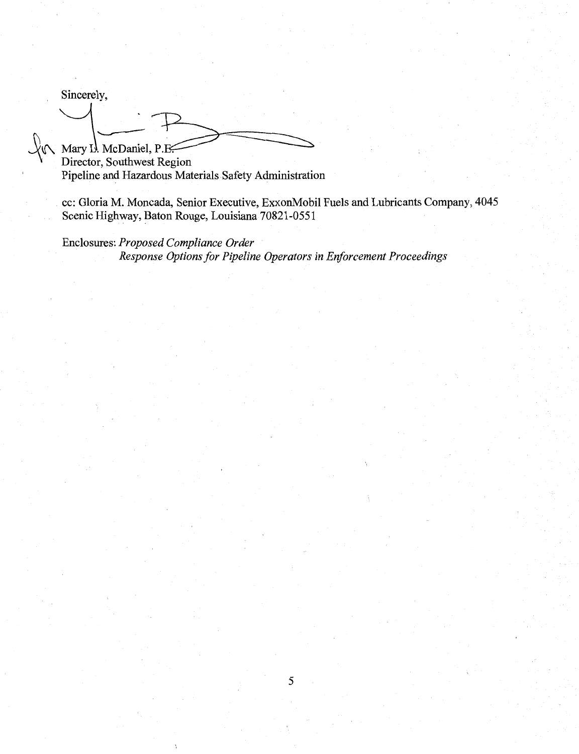Sincerely,

for Mary L. McDaniel, P.E.
Director, Southwest Region
Pipeline and Hazardous Materials Safety Administration

cc: Gloria M. Moncada, Senior Executive, ExxonMobil Fuels and Lubricants Company, 4045 Scenic Highway, Baton Rouge, Louisiana 70821-0551

Enclosures: *Proposed Compliance Order*
*Response Options for Pipeline Operators in Enforcement Proceedings*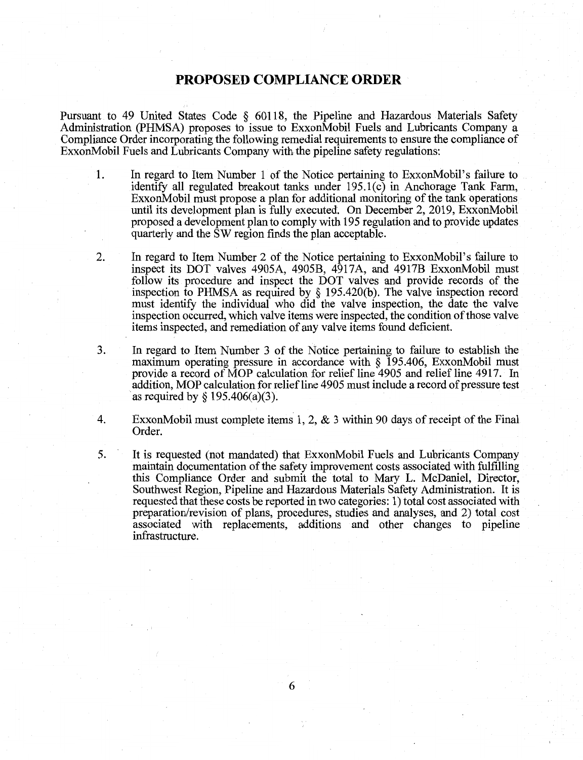## PROPOSED COMPLIANCE ORDER

Pursuant to 49 United States Code § 60118, the Pipeline and Hazardous Materials Safety Administration (PHMSA) proposes to issue to ExxonMobil Fuels and Lubricants Company a Compliance Order incorporating the following remedial requirements to ensure the compliance of ExxonMobil Fuels and Lubricants Company with the pipeline safety regulations:

1. In regard to Item Number 1 of the Notice pertaining to ExxonMobil's failure to identify all regulated breakout tanks under 195.1(c) in Anchorage Tank Farm, ExxonMobil must propose a plan for additional monitoring of the tank operations until its development plan is fully executed. On December 2, 2019, ExxonMobil proposed a development plan to comply with 195 regulation and to provide updates quarterly and the SW region finds the plan acceptable.

2. In regard to Item Number 2 of the Notice pertaining to ExxonMobil's failure to inspect its DOT valves 4905A, 4905B, 4917A, and 4917B ExxonMobil must follow its procedure and inspect the DOT valves and provide records of the inspection to PHMSA as required by § 195.420(b). The valve inspection record must identify the individual who did the valve inspection, the date the valve inspection occurred, which valve items were inspected, the condition of those valve items inspected, and remediation of any valve items found deficient.

3. In regard to Item Number 3 of the Notice pertaining to failure to establish the maximum operating pressure in accordance with § 195.406, ExxonMobil must provide a record of MOP calculation for relief line 4905 and relief line 4917. In addition, MOP calculation for relief line 4905 must include a record of pressure test as required by § 195.406(a)(3).

4. ExxonMobil must complete items 1, 2, & 3 within 90 days of receipt of the Final Order.

5. It is requested (not mandated) that ExxonMobil Fuels and Lubricants Company maintain documentation of the safety improvement costs associated with fulfilling this Compliance Order and submit the total to Mary L. McDaniel, Director, Southwest Region, Pipeline and Hazardous Materials Safety Administration. It is requested that these costs be reported in two categories: 1) total cost associated with preparation/revision of plans, procedures, studies and analyses, and 2) total cost associated with replacements, additions and other changes to pipeline infrastructure.